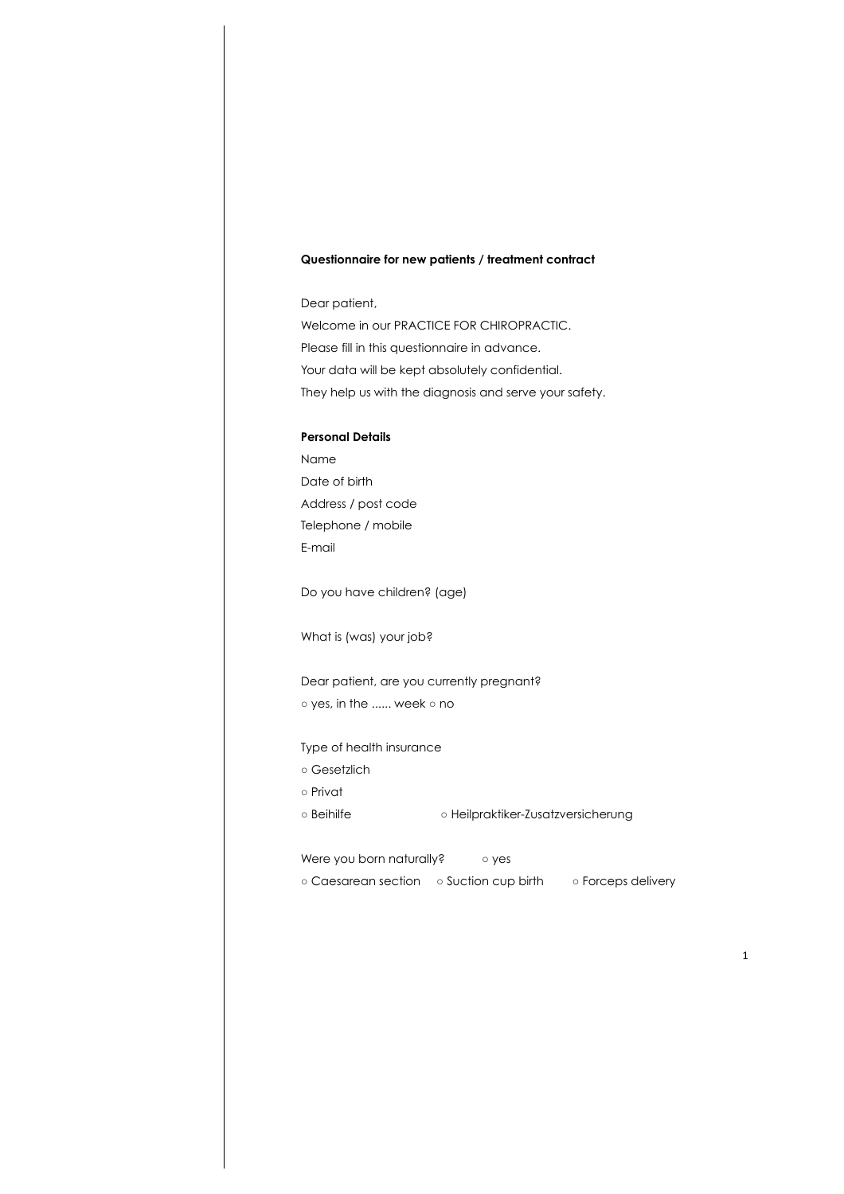**Questionnaire for new patients / treatment contract**

Dear patient,

Welcome in our PRACTICE FOR CHIROPRACTIC.

Please fill in this questionnaire in advance.

Your data will be kept absolutely confidential.

They help us with the diagnosis and serve your safety.

**Personal Details**

Name

Date of birth

Address / post code

Telephone / mobile

E-mail

Do you have children? (age)

What is (was) your job?

Dear patient, are you currently pregnant?

○ yes, in the ...... week ○ no

Type of health insurance

○ Gesetzlich

○ Privat

○ Beihilfe ○ Heilpraktiker-Zusatzversicherung

Were you born naturally? ○ yes

○ Caesarean section ○ Suction cup birth ○ Forceps delivery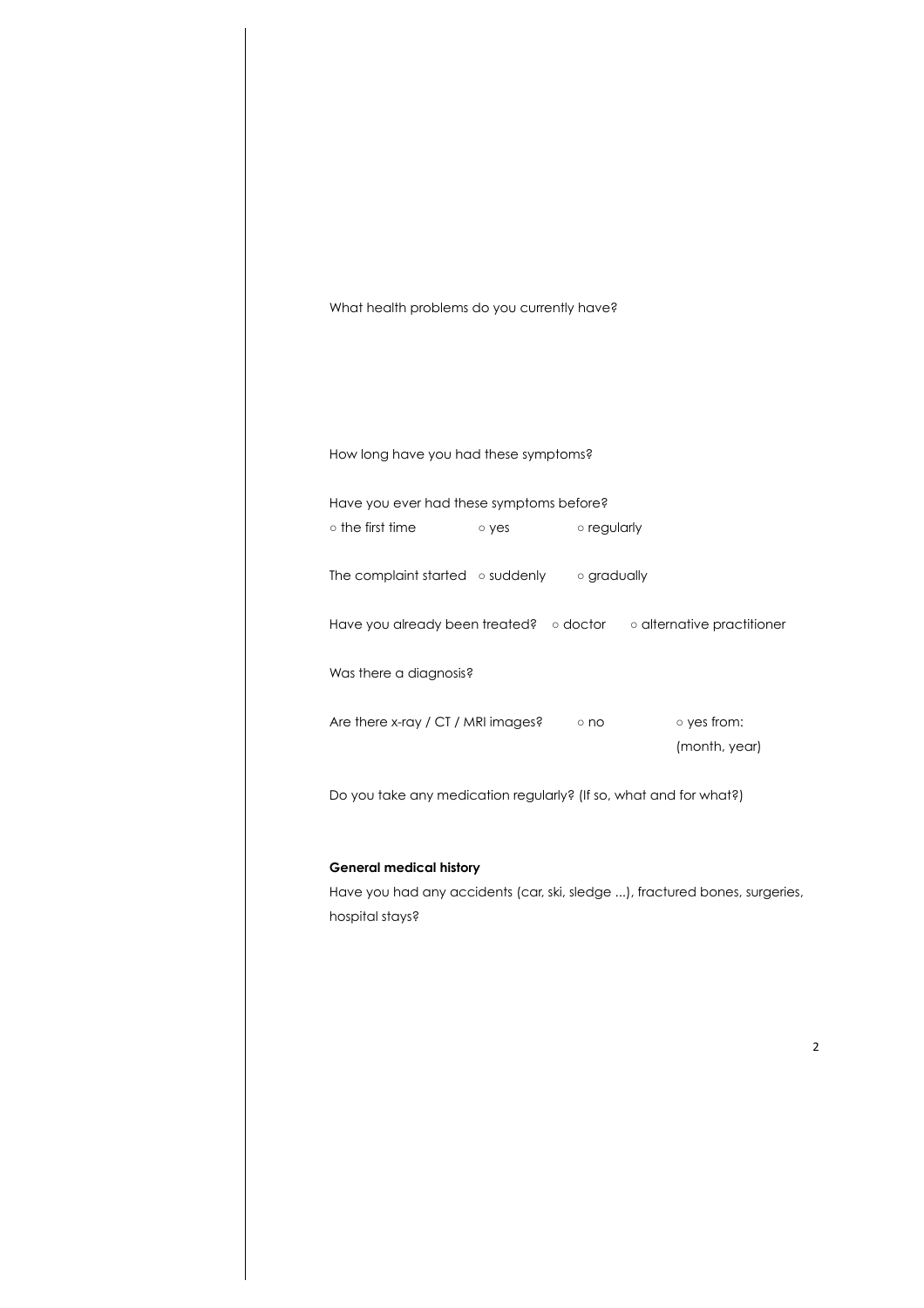What health problems do you currently have?

How long have you had these symptoms?

Have you ever had these symptoms before?

○ the first time ○ yes ○ regularly

The complaint started ○ suddenly ○ gradually

Have you already been treated? ○ doctor ○ alternative practitioner

Was there a diagnosis?

Are there x-ray / CT / MRI images? ○ no ○ yes from: (month, year)

Do you take any medication regularly? (If so, what and for what?)

**General medical history**

Have you had any accidents (car, ski, sledge ...), fractured bones, surgeries, hospital stays?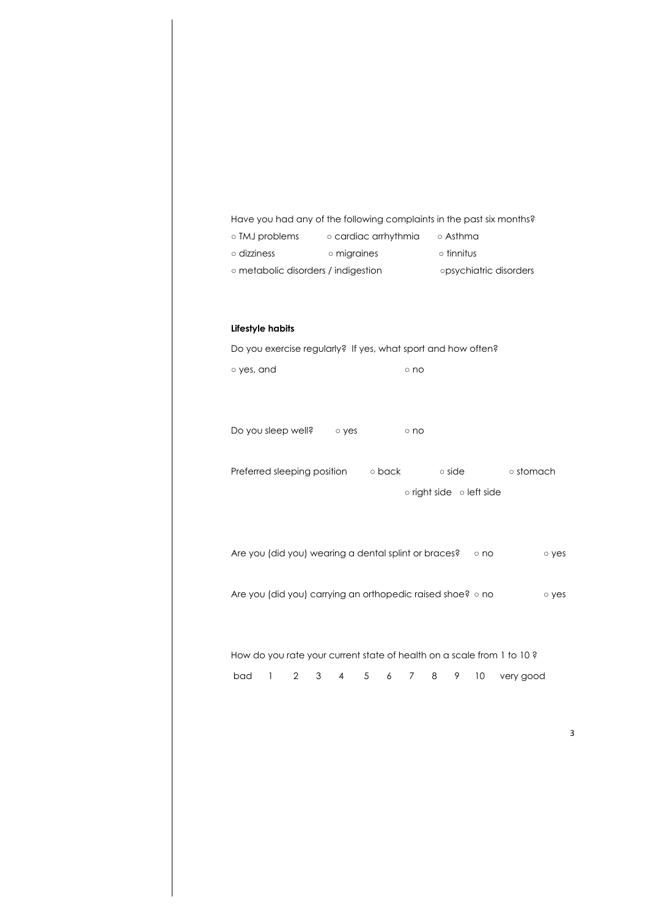Have you had any of the following complaints in the past six months?

○ TMJ problems ○ cardiac arrhythmia ○ Asthma

○ dizziness ○ migraines ○ tinnitus

○ metabolic disorders / indigestion ○psychiatric disorders

**Lifestyle habits**

Do you exercise regularly? If yes, what sport and how often?

○ yes, and ○ no

Do you sleep well? ○ yes ○ no

Preferred sleeping position ○ back ○ side ○ stomach

○ right side ○ left side

Are you (did you) wearing a dental splint or braces? ○ no ○ yes

Are you (did you) carrying an orthopedic raised shoe? ○ no ○ yes

How do you rate your current state of health on a scale from 1 to 10 ?

bad 1 2 3 4 5 6 7 8 9 10 very good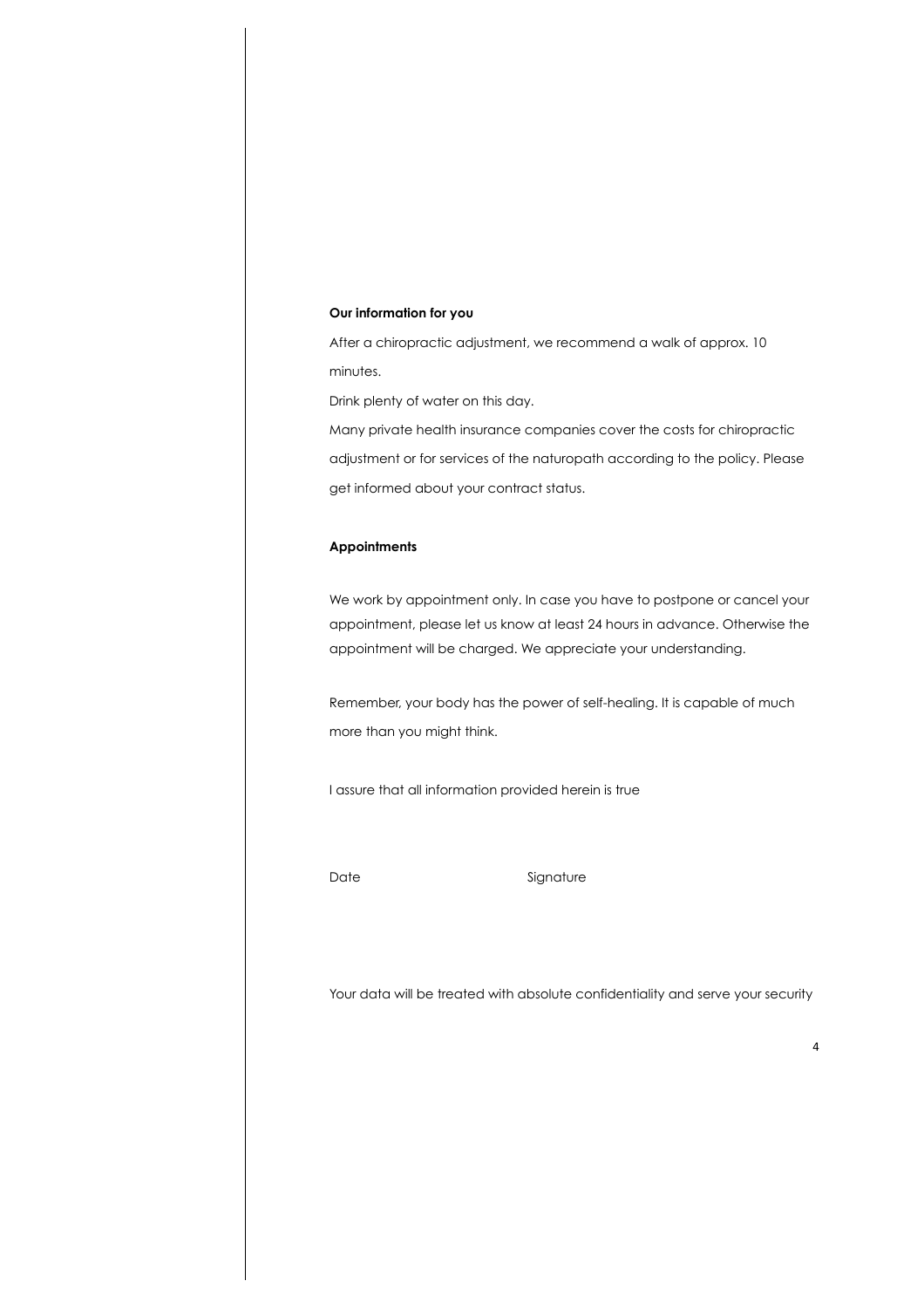**Our information for you**

After a chiropractic adjustment, we recommend a walk of approx. 10 minutes.

Drink plenty of water on this day.

Many private health insurance companies cover the costs for chiropractic adjustment or for services of the naturopath according to the policy. Please get informed about your contract status.

**Appointments**

We work by appointment only. In case you have to postpone or cancel your appointment, please let us know at least 24 hours in advance. Otherwise the appointment will be charged. We appreciate your understanding.

Remember, your body has the power of self-healing. It is capable of much more than you might think.

I assure that all information provided herein is true

Date Signature

Your data will be treated with absolute confidentiality and serve your security